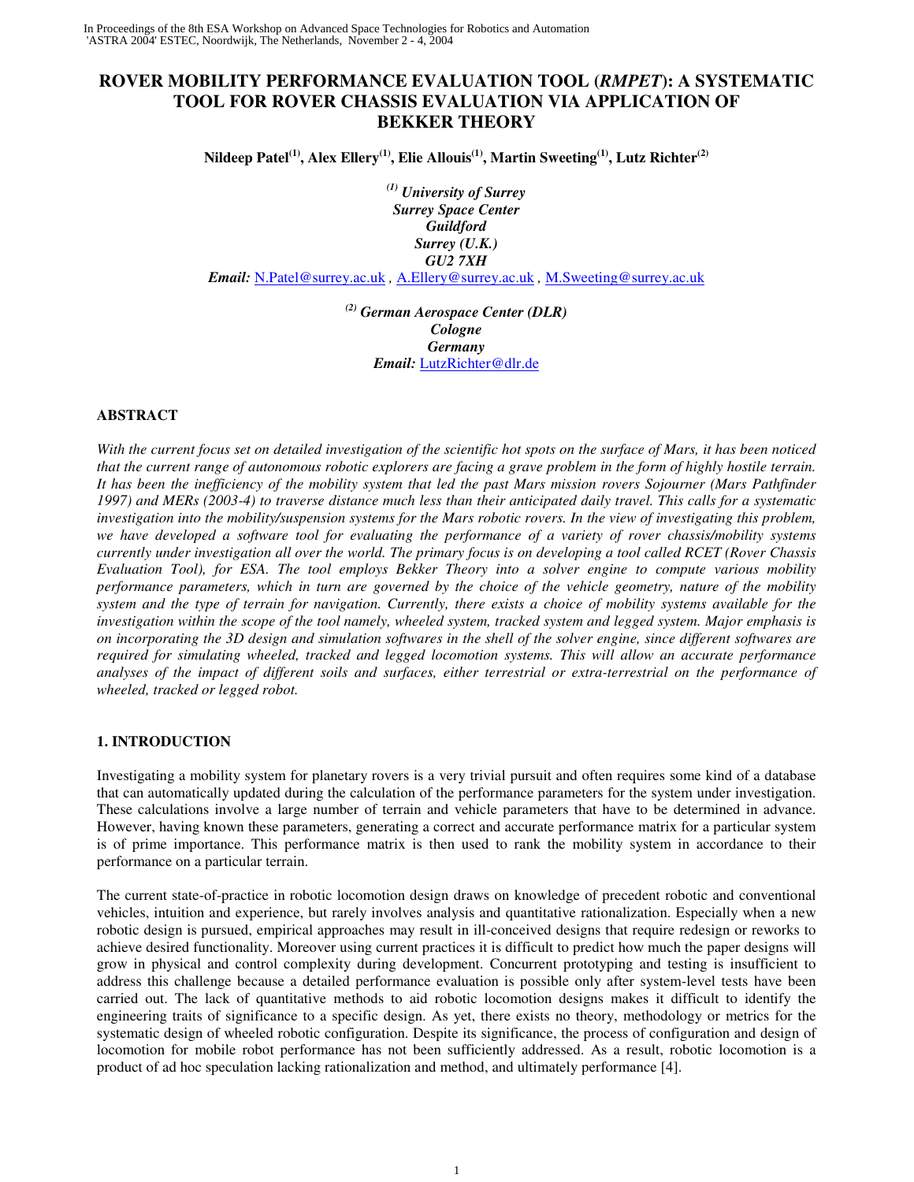In Proceedings of the 8th ESA Workshop on Advanced Space Technologies for Robotics and Automation 'ASTRA 2004' ESTEC, Noordwijk, The Netherlands, November 2 - 4, 2004

# ROVER MOBILITY PERFORMANCE EVALUATION TOOL (*RMPET*): A SYSTEMATIC TOOL FOR ROVER CHASSIS EVALUATION VIA APPLICATION OF BEKKER THEORY

**Nildeep Patel[(1)], Alex Ellery[(1)], Elie Allouis[(1)], Martin Sweeting[(1)], Lutz Richter[(2)]**

*[(1)] University of Surrey*
*Surrey Space Center*
*Guildford*
*Surrey (U.K.)*
*GU2 7XH*

***Email:*** N.Patel@surrey.ac.uk , A.Ellery@surrey.ac.uk , M.Sweeting@surrey.ac.uk

*[(2)] German Aerospace Center (DLR)*
*Cologne*
*Germany*
***Email:*** LutzRichter@dlr.de

## ABSTRACT

*With the current focus set on detailed investigation of the scientific hot spots on the surface of Mars, it has been noticed that the current range of autonomous robotic explorers are facing a grave problem in the form of highly hostile terrain. It has been the inefficiency of the mobility system that led the past Mars mission rovers Sojourner (Mars Pathfinder 1997) and MERs (2003-4) to traverse distance much less than their anticipated daily travel. This calls for a systematic investigation into the mobility/suspension systems for the Mars robotic rovers. In the view of investigating this problem, we have developed a software tool for evaluating the performance of a variety of rover chassis/mobility systems currently under investigation all over the world. The primary focus is on developing a tool called RCET (Rover Chassis Evaluation Tool), for ESA. The tool employs Bekker Theory into a solver engine to compute various mobility performance parameters, which in turn are governed by the choice of the vehicle geometry, nature of the mobility system and the type of terrain for navigation. Currently, there exists a choice of mobility systems available for the investigation within the scope of the tool namely, wheeled system, tracked system and legged system. Major emphasis is on incorporating the 3D design and simulation softwares in the shell of the solver engine, since different softwares are required for simulating wheeled, tracked and legged locomotion systems. This will allow an accurate performance analyses of the impact of different soils and surfaces, either terrestrial or extra-terrestrial on the performance of wheeled, tracked or legged robot.*

## 1. INTRODUCTION

Investigating a mobility system for planetary rovers is a very trivial pursuit and often requires some kind of a database that can automatically updated during the calculation of the performance parameters for the system under investigation. These calculations involve a large number of terrain and vehicle parameters that have to be determined in advance. However, having known these parameters, generating a correct and accurate performance matrix for a particular system is of prime importance. This performance matrix is then used to rank the mobility system in accordance to their performance on a particular terrain.

The current state-of-practice in robotic locomotion design draws on knowledge of precedent robotic and conventional vehicles, intuition and experience, but rarely involves analysis and quantitative rationalization. Especially when a new robotic design is pursued, empirical approaches may result in ill-conceived designs that require redesign or reworks to achieve desired functionality. Moreover using current practices it is difficult to predict how much the paper designs will grow in physical and control complexity during development. Concurrent prototyping and testing is insufficient to address this challenge because a detailed performance evaluation is possible only after system-level tests have been carried out. The lack of quantitative methods to aid robotic locomotion designs makes it difficult to identify the engineering traits of significance to a specific design. As yet, there exists no theory, methodology or metrics for the systematic design of wheeled robotic configuration. Despite its significance, the process of configuration and design of locomotion for mobile robot performance has not been sufficiently addressed. As a result, robotic locomotion is a product of ad hoc speculation lacking rationalization and method, and ultimately performance [4].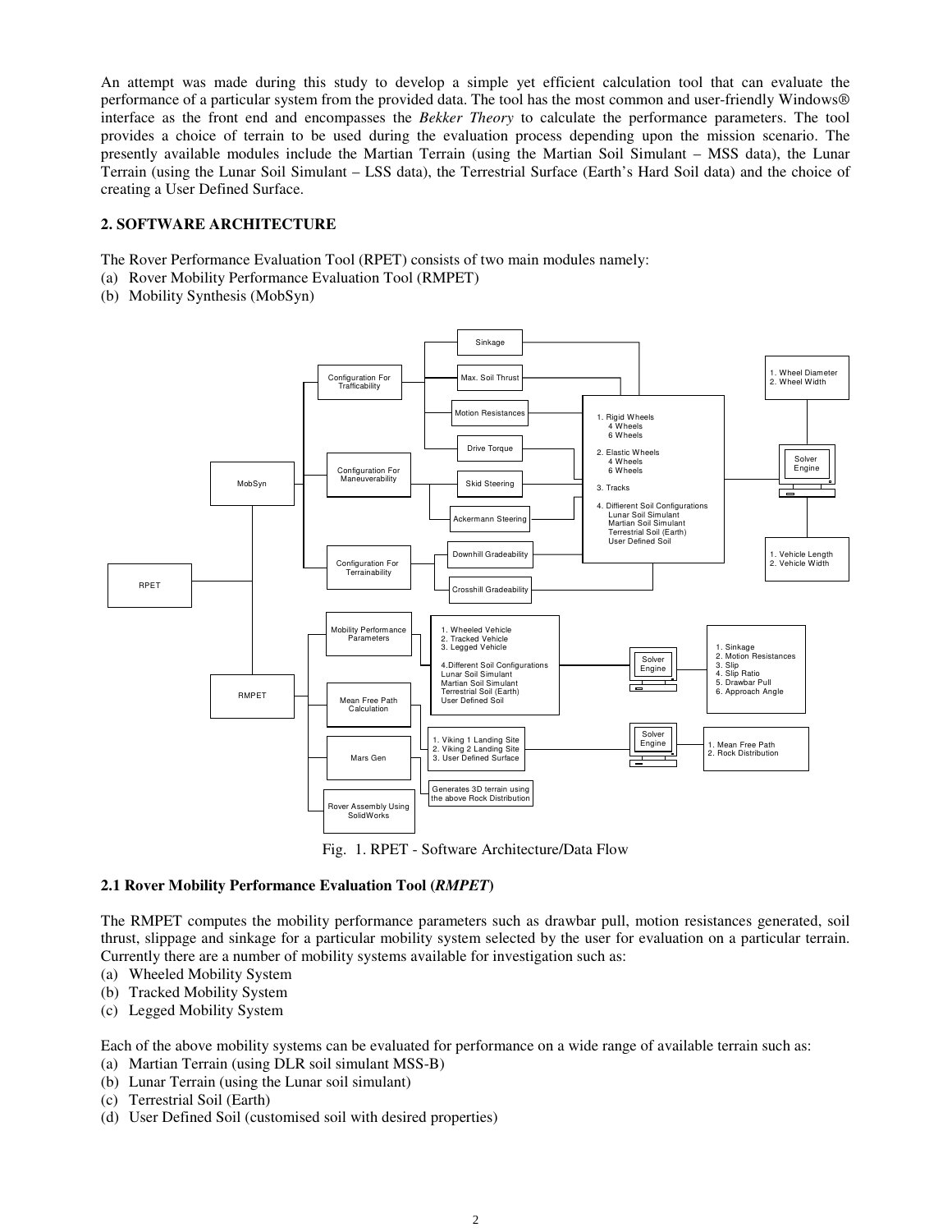An attempt was made during this study to develop a simple yet efficient calculation tool that can evaluate the performance of a particular system from the provided data. The tool has the most common and user-friendly Windows® interface as the front end and encompasses the *Bekker Theory* to calculate the performance parameters. The tool provides a choice of terrain to be used during the evaluation process depending upon the mission scenario. The presently available modules include the Martian Terrain (using the Martian Soil Simulant – MSS data), the Lunar Terrain (using the Lunar Soil Simulant – LSS data), the Terrestrial Surface (Earth's Hard Soil data) and the choice of creating a User Defined Surface.

## 2. SOFTWARE ARCHITECTURE

The Rover Performance Evaluation Tool (RPET) consists of two main modules namely:
(a) Rover Mobility Performance Evaluation Tool (RMPET)
(b) Mobility Synthesis (MobSyn)

Fig. 1. RPET - Software Architecture/Data Flow

### 2.1 Rover Mobility Performance Evaluation Tool (*RMPET*)

The RMPET computes the mobility performance parameters such as drawbar pull, motion resistances generated, soil thrust, slippage and sinkage for a particular mobility system selected by the user for evaluation on a particular terrain. Currently there are a number of mobility systems available for investigation such as:
(a) Wheeled Mobility System
(b) Tracked Mobility System
(c) Legged Mobility System

Each of the above mobility systems can be evaluated for performance on a wide range of available terrain such as:
(a) Martian Terrain (using DLR soil simulant MSS-B)
(b) Lunar Terrain (using the Lunar soil simulant)
(c) Terrestrial Soil (Earth)
(d) User Defined Soil (customised soil with desired properties)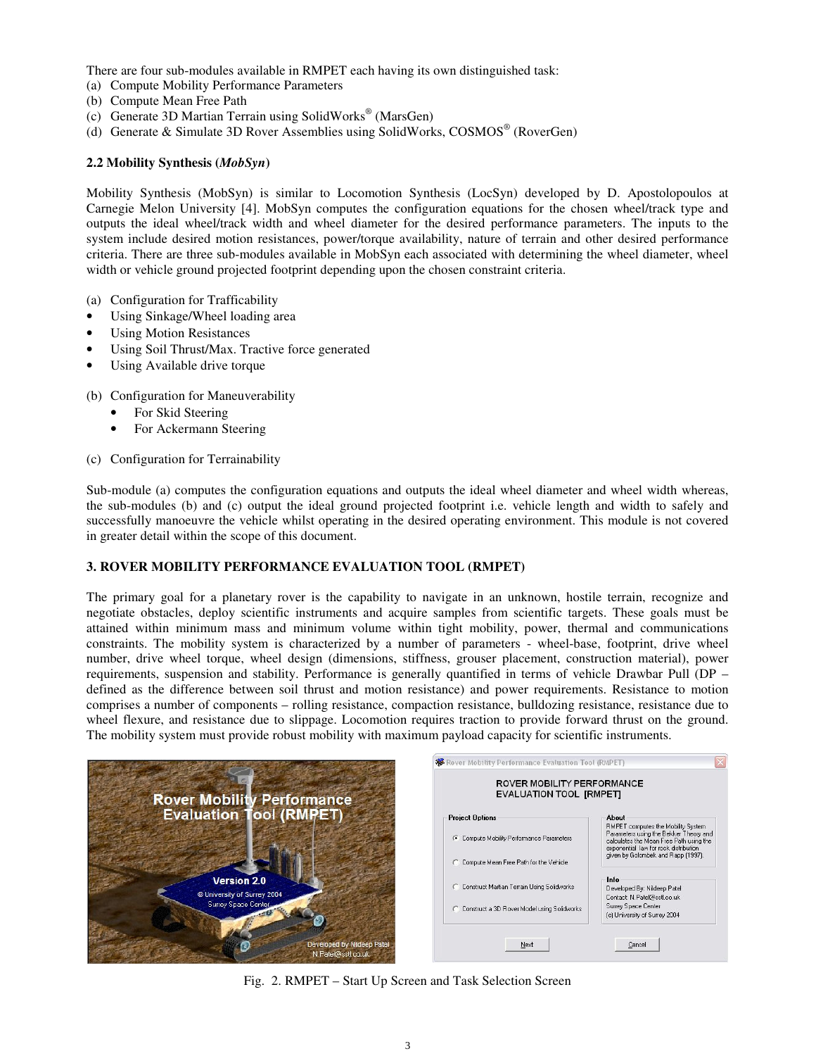There are four sub-modules available in RMPET each having its own distinguished task:

(a) Compute Mobility Performance Parameters
(b) Compute Mean Free Path
(c) Generate 3D Martian Terrain using SolidWorks® (MarsGen)
(d) Generate & Simulate 3D Rover Assemblies using SolidWorks, COSMOS® (RoverGen)

**2.2 Mobility Synthesis (*MobSyn*)**

Mobility Synthesis (MobSyn) is similar to Locomotion Synthesis (LocSyn) developed by D. Apostolopoulos at Carnegie Melon University [4]. MobSyn computes the configuration equations for the chosen wheel/track type and outputs the ideal wheel/track width and wheel diameter for the desired performance parameters. The inputs to the system include desired motion resistances, power/torque availability, nature of terrain and other desired performance criteria. There are three sub-modules available in MobSyn each associated with determining the wheel diameter, wheel width or vehicle ground projected footprint depending upon the chosen constraint criteria.

(a) Configuration for Trafficability
- Using Sinkage/Wheel loading area
- Using Motion Resistances
- Using Soil Thrust/Max. Tractive force generated
- Using Available drive torque

(b) Configuration for Maneuverability
- For Skid Steering
- For Ackermann Steering

(c) Configuration for Terrainability

Sub-module (a) computes the configuration equations and outputs the ideal wheel diameter and wheel width whereas, the sub-modules (b) and (c) output the ideal ground projected footprint i.e. vehicle length and width to safely and successfully manoeuvre the vehicle whilst operating in the desired operating environment. This module is not covered in greater detail within the scope of this document.

**3. ROVER MOBILITY PERFORMANCE EVALUATION TOOL (RMPET)**

The primary goal for a planetary rover is the capability to navigate in an unknown, hostile terrain, recognize and negotiate obstacles, deploy scientific instruments and acquire samples from scientific targets. These goals must be attained within minimum mass and minimum volume within tight mobility, power, thermal and communications constraints. The mobility system is characterized by a number of parameters - wheel-base, footprint, drive wheel number, drive wheel torque, wheel design (dimensions, stiffness, grouser placement, construction material), power requirements, suspension and stability. Performance is generally quantified in terms of vehicle Drawbar Pull (DP – defined as the difference between soil thrust and motion resistance) and power requirements. Resistance to motion comprises a number of components – rolling resistance, compaction resistance, bulldozing resistance, resistance due to wheel flexure, and resistance due to slippage. Locomotion requires traction to provide forward thrust on the ground. The mobility system must provide robust mobility with maximum payload capacity for scientific instruments.

Fig. 2. RMPET – Start Up Screen and Task Selection Screen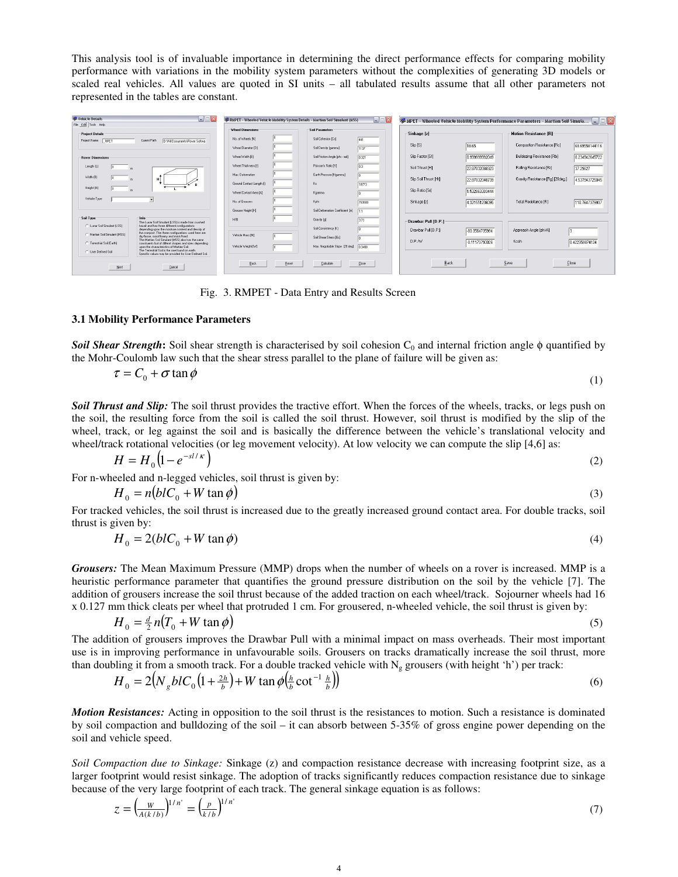This analysis tool is of invaluable importance in determining the direct performance effects for comparing mobility performance with variations in the mobility system parameters without the complexities of generating 3D models or scaled real vehicles. All values are quoted in SI units – all tabulated results assume that all other parameters not represented in the tables are constant.

Fig. 3. RMPET - Data Entry and Results Screen

### 3.1 Mobility Performance Parameters

***Soil Shear Strength*:** Soil shear strength is characterised by soil cohesion $C_0$ and internal friction angle $\phi$ quantified by the Mohr-Coulomb law such that the shear stress parallel to the plane of failure will be given as:

$$\tau = C_0 + \sigma \tan\phi \tag{1}$$

***Soil Thrust and Slip:*** The soil thrust provides the tractive effort. When the forces of the wheels, tracks, or legs push on the soil, the resulting force from the soil is called the soil thrust. However, soil thrust is modified by the slip of the wheel, track, or leg against the soil and is basically the difference between the vehicle's translational velocity and wheel/track rotational velocities (or leg movement velocity). At low velocity we can compute the slip [4,6] as:

$$H = H_0\left(1 - e^{-sl/K}\right) \tag{2}$$

For n-wheeled and n-legged vehicles, soil thrust is given by:

$$H_0 = n\left(blC_0 + W\tan\phi\right) \tag{3}$$

For tracked vehicles, the soil thrust is increased due to the greatly increased ground contact area. For double tracks, soil thrust is given by:

$$H_0 = 2(blC_0 + W\tan\phi) \tag{4}$$

***Grousers:*** The Mean Maximum Pressure (MMP) drops when the number of wheels on a rover is increased. MMP is a heuristic performance parameter that quantifies the ground pressure distribution on the soil by the vehicle [7]. The addition of grousers increase the soil thrust because of the added traction on each wheel/track. Sojourner wheels had 16 x 0.127 mm thick cleats per wheel that protruded 1 cm. For grousered, n-wheeled vehicle, the soil thrust is given by:

$$H_0 = \tfrac{d}{2}n\left(T_0 + W\tan\phi\right) \tag{5}$$

The addition of grousers improves the Drawbar Pull with a minimal impact on mass overheads. Their most important use is in improving performance in unfavourable soils. Grousers on tracks dramatically increase the soil thrust, more than doubling it from a smooth track. For a double tracked vehicle with $N_g$ grousers (with height 'h') per track:

$$H_0 = 2\left(N_g blC_0\left(1 + \tfrac{2h}{b}\right) + W\tan\phi\left(\tfrac{h}{b}\cot^{-1}\tfrac{h}{b}\right)\right) \tag{6}$$

***Motion Resistances:*** Acting in opposition to the soil thrust is the resistances to motion. Such a resistance is dominated by soil compaction and bulldozing of the soil – it can absorb between 5-35% of gross engine power depending on the soil and vehicle speed.

*Soil Compaction due to Sinkage:* Sinkage (z) and compaction resistance decrease with increasing footprint size, as a larger footprint would resist sinkage. The adoption of tracks significantly reduces compaction resistance due to sinkage because of the very large footprint of each track. The general sinkage equation is as follows:

$$z = \left(\frac{W}{A(k/b)}\right)^{1/n'} = \left(\frac{p}{k/b}\right)^{1/n'} \tag{7}$$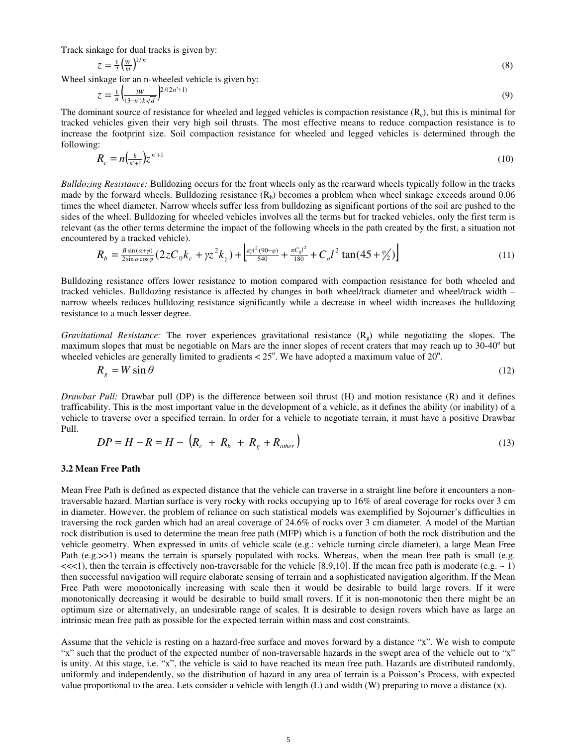Track sinkage for dual tracks is given by:

$$z = \frac{1}{2}\left(\frac{W}{kl}\right)^{1/n'} \tag{8}$$

Wheel sinkage for an n-wheeled vehicle is given by:

$$z = \frac{1}{n}\left(\frac{3W}{(3-n')k\sqrt{d}}\right)^{2/(2n'+1)} \tag{9}$$

The dominant source of resistance for wheeled and legged vehicles is compaction resistance ($R_c$), but this is minimal for tracked vehicles given their very high soil thrusts. The most effective means to reduce compaction resistance is to increase the footprint size. Soil compaction resistance for wheeled and legged vehicles is determined through the following:

$$R_c = n\left(\frac{k}{n'+1}\right)z^{n'+1} \tag{10}$$

*Bulldozing Resistance:* Bulldozing occurs for the front wheels only as the rearward wheels typically follow in the tracks made by the forward wheels. Bulldozing resistance ($R_b$) becomes a problem when wheel sinkage exceeds around 0.06 times the wheel diameter. Narrow wheels suffer less from bulldozing as significant portions of the soil are pushed to the sides of the wheel. Bulldozing for wheeled vehicles involves all the terms but for tracked vehicles, only the first term is relevant (as the other terms determine the impact of the following wheels in the path created by the first, a situation not encountered by a tracked vehicle).

$$R_b = \frac{B\sin(\alpha+\varphi)}{2\sin\alpha\cos\varphi}(2zC_0k_c + \gamma z^2 k_\gamma) + \left[\frac{\pi\gamma l^2(90-\varphi)}{540} + \frac{\pi C_0 l^2}{180} + C_o l^2 \tan(45 + \varphi/2)\right] \tag{11}$$

Bulldozing resistance offers lower resistance to motion compared with compaction resistance for both wheeled and tracked vehicles. Bulldozing resistance is affected by changes in both wheel/track diameter and wheel/track width – narrow wheels reduces bulldozing resistance significantly while a decrease in wheel width increases the bulldozing resistance to a much lesser degree.

*Gravitational Resistance:* The rover experiences gravitational resistance ($R_g$) while negotiating the slopes. The maximum slopes that must be negotiable on Mars are the inner slopes of recent craters that may reach up to 30-40$^o$ but wheeled vehicles are generally limited to gradients < 25$^o$. We have adopted a maximum value of 20$^o$.

$$R_g = W\sin\theta \tag{12}$$

*Drawbar Pull:* Drawbar pull (DP) is the difference between soil thrust (H) and motion resistance (R) and it defines trafficability. This is the most important value in the development of a vehicle, as it defines the ability (or inability) of a vehicle to traverse over a specified terrain. In order for a vehicle to negotiate terrain, it must have a positive Drawbar Pull.

$$DP = H - R = H - \left(R_c + R_b + R_g + R_{other}\right) \tag{13}$$

### 3.2 Mean Free Path

Mean Free Path is defined as expected distance that the vehicle can traverse in a straight line before it encounters a non-traversable hazard. Martian surface is very rocky with rocks occupying up to 16% of areal coverage for rocks over 3 cm in diameter. However, the problem of reliance on such statistical models was exemplified by Sojourner's difficulties in traversing the rock garden which had an areal coverage of 24.6% of rocks over 3 cm diameter. A model of the Martian rock distribution is used to determine the mean free path (MFP) which is a function of both the rock distribution and the vehicle geometry. When expressed in units of vehicle scale (e.g.: vehicle turning circle diameter), a large Mean Free Path (e.g.>>1) means the terrain is sparsely populated with rocks. Whereas, when the mean free path is small (e.g. <<<1), then the terrain is effectively non-traversable for the vehicle [8,9,10]. If the mean free path is moderate (e.g. ~ 1) then successful navigation will require elaborate sensing of terrain and a sophisticated navigation algorithm. If the Mean Free Path were monotonically increasing with scale then it would be desirable to build large rovers. If it were monotonically decreasing it would be desirable to build small rovers. If it is non-monotonic then there might be an optimum size or alternatively, an undesirable range of scales. It is desirable to design rovers which have as large an intrinsic mean free path as possible for the expected terrain within mass and cost constraints.

Assume that the vehicle is resting on a hazard-free surface and moves forward by a distance "x". We wish to compute "x" such that the product of the expected number of non-traversable hazards in the swept area of the vehicle out to "x" is unity. At this stage, i.e. "x", the vehicle is said to have reached its mean free path. Hazards are distributed randomly, uniformly and independently, so the distribution of hazard in any area of terrain is a Poisson's Process, with expected value proportional to the area. Lets consider a vehicle with length (L) and width (W) preparing to move a distance (x).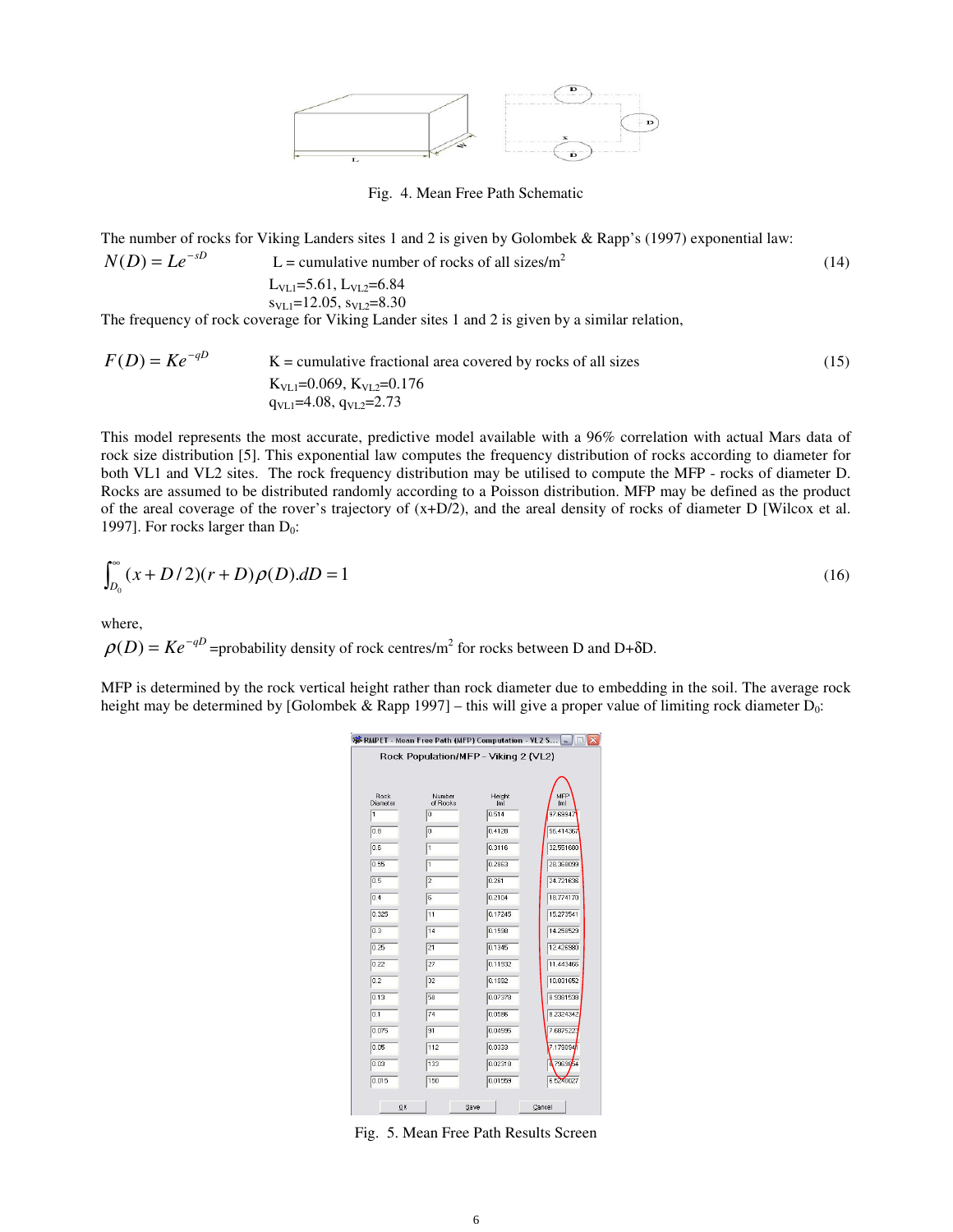Fig. 4. Mean Free Path Schematic

The number of rocks for Viking Landers sites 1 and 2 is given by Golombek & Rapp's (1997) exponential law:

$$N(D) = Le^{-sD} \qquad (14)$$

L = cumulative number of rocks of all sizes/m$^2$

$L_{VL1}$=5.61, $L_{VL2}$=6.84

$s_{VL1}$=12.05, $s_{VL2}$=8.30

The frequency of rock coverage for Viking Lander sites 1 and 2 is given by a similar relation,

$$F(D) = Ke^{-qD} \qquad (15)$$

K = cumulative fractional area covered by rocks of all sizes

$K_{VL1}$=0.069, $K_{VL2}$=0.176

$q_{VL1}$=4.08, $q_{VL2}$=2.73

This model represents the most accurate, predictive model available with a 96% correlation with actual Mars data of rock size distribution [5]. This exponential law computes the frequency distribution of rocks according to diameter for both VL1 and VL2 sites. The rock frequency distribution may be utilised to compute the MFP - rocks of diameter D. Rocks are assumed to be distributed randomly according to a Poisson distribution. MFP may be defined as the product of the areal coverage of the rover's trajectory of (x+D/2), and the areal density of rocks of diameter D [Wilcox et al. 1997]. For rocks larger than $D_0$:

$$\int_{D_0}^{\infty} (x + D/2)(r + D)\rho(D).dD = 1 \qquad (16)$$

where,

$\rho(D) = Ke^{-qD}$ =probability density of rock centres/m$^2$ for rocks between D and D+δD.

MFP is determined by the rock vertical height rather than rock diameter due to embedding in the soil. The average rock height may be determined by [Golombek & Rapp 1997] – this will give a proper value of limiting rock diameter $D_0$:

RMPET - Mean Free Path (MFP) Computation - VL2 S...

Rock Population/MFP - Viking 2 (VL2)

| Rock Diameter | Number of Rocks | Height [m] | MFP [m] |
|---|---|---|---|
| 1 | 0 | 0.514 | 97.69947 |
| 0.8 | 0 | 0.4128 | 56.414367 |
| 0.6 | 1 | 0.3116 | 32.551680 |
| 0.55 | 1 | 0.2863 | 28.368099 |
| 0.5 | 2 | 0.261 | 24.721636 |
| 0.4 | 6 | 0.2104 | 18.774170 |
| 0.325 | 11 | 0.17245 | 15.273541 |
| 0.3 | 14 | 0.1598 | 14.258529 |
| 0.25 | 21 | 0.1345 | 12.426980 |
| 0.22 | 27 | 0.11932 | 11.443466 |
| 0.2 | 32 | 0.1092 | 10.831652 |
| 0.13 | 58 | 0.07378 | 8.9381538 |
| 0.1 | 74 | 0.0586 | 8.2324342 |
| 0.075 | 91 | 0.04595 | 7.6875223 |
| 0.05 | 112 | 0.0333 | 7.1780941 |
| 0.03 | 133 | 0.02318 | 6.7969654 |
| 0.015 | 150 | 0.01559 | 6.5240027 |

OK Save Cancel

Fig. 5. Mean Free Path Results Screen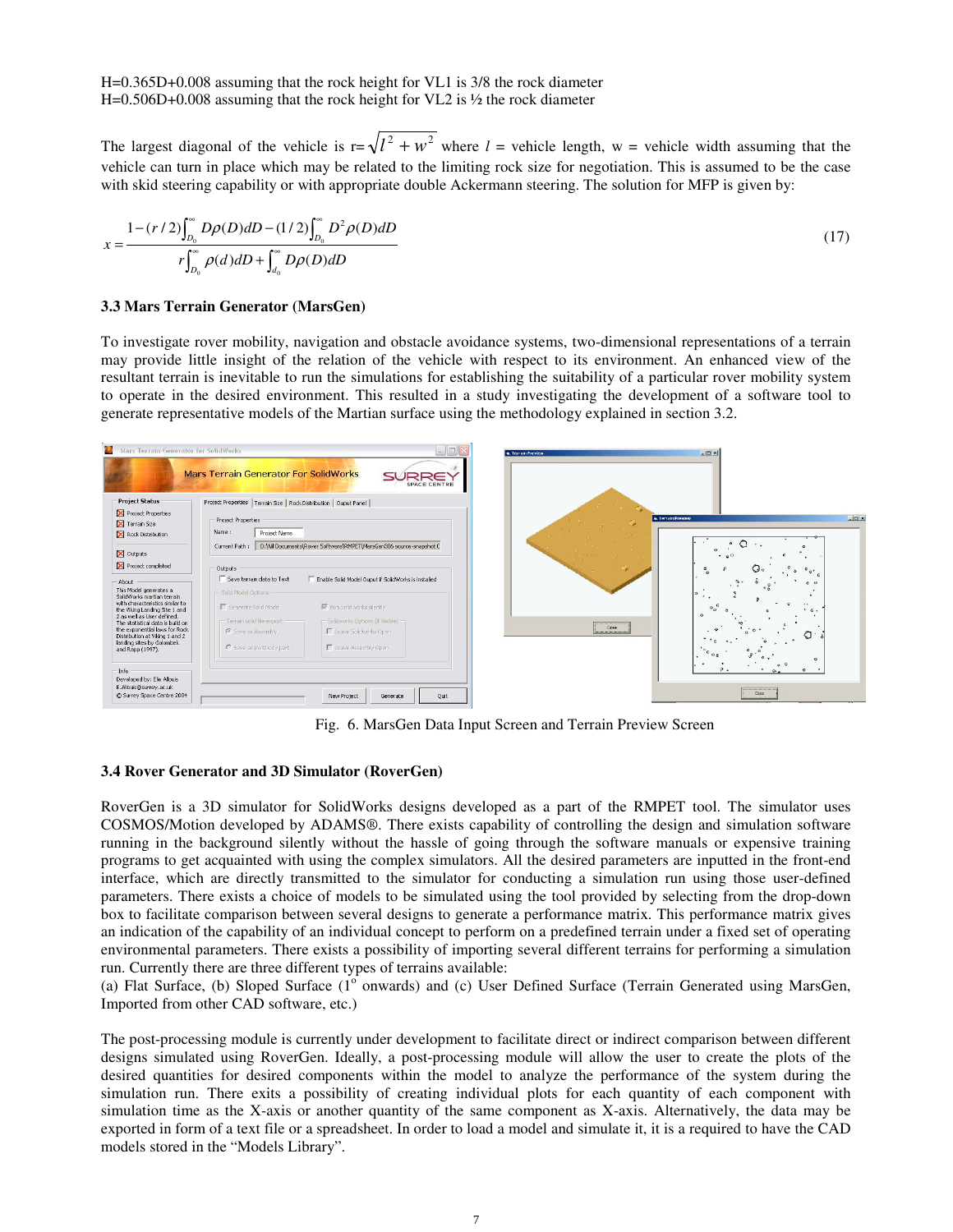H=0.365D+0.008 assuming that the rock height for VL1 is 3/8 the rock diameter
H=0.506D+0.008 assuming that the rock height for VL2 is ½ the rock diameter

The largest diagonal of the vehicle is $r=\sqrt{l^2+w^2}$ where $l$ = vehicle length, w = vehicle width assuming that the vehicle can turn in place which may be related to the limiting rock size for negotiation. This is assumed to be the case with skid steering capability or with appropriate double Ackermann steering. The solution for MFP is given by:

$$x = \frac{1-(r/2)\int_{D_0}^{\infty} D\rho(D)dD - (1/2)\int_{D_0}^{\infty} D^2\rho(D)dD}{r\int_{D_0}^{\infty} \rho(d)dD + \int_{d_0}^{\infty} D\rho(D)dD} \tag{17}$$

### 3.3 Mars Terrain Generator (MarsGen)

To investigate rover mobility, navigation and obstacle avoidance systems, two-dimensional representations of a terrain may provide little insight of the relation of the vehicle with respect to its environment. An enhanced view of the resultant terrain is inevitable to run the simulations for establishing the suitability of a particular rover mobility system to operate in the desired environment. This resulted in a study investigating the development of a software tool to generate representative models of the Martian surface using the methodology explained in section 3.2.

Fig. 6. MarsGen Data Input Screen and Terrain Preview Screen

### 3.4 Rover Generator and 3D Simulator (RoverGen)

RoverGen is a 3D simulator for SolidWorks designs developed as a part of the RMPET tool. The simulator uses COSMOS/Motion developed by ADAMS®. There exists capability of controlling the design and simulation software running in the background silently without the hassle of going through the software manuals or expensive training programs to get acquainted with using the complex simulators. All the desired parameters are inputted in the front-end interface, which are directly transmitted to the simulator for conducting a simulation run using those user-defined parameters. There exists a choice of models to be simulated using the tool provided by selecting from the drop-down box to facilitate comparison between several designs to generate a performance matrix. This performance matrix gives an indication of the capability of an individual concept to perform on a predefined terrain under a fixed set of operating environmental parameters. There exists a possibility of importing several different terrains for performing a simulation run. Currently there are three different types of terrains available:
(a) Flat Surface, (b) Sloped Surface ($1^{o}$ onwards) and (c) User Defined Surface (Terrain Generated using MarsGen, Imported from other CAD software, etc.)

The post-processing module is currently under development to facilitate direct or indirect comparison between different designs simulated using RoverGen. Ideally, a post-processing module will allow the user to create the plots of the desired quantities for desired components within the model to analyze the performance of the system during the simulation run. There exits a possibility of creating individual plots for each quantity of each component with simulation time as the X-axis or another quantity of the same component as X-axis. Alternatively, the data may be exported in form of a text file or a spreadsheet. In order to load a model and simulate it, it is a required to have the CAD models stored in the "Models Library".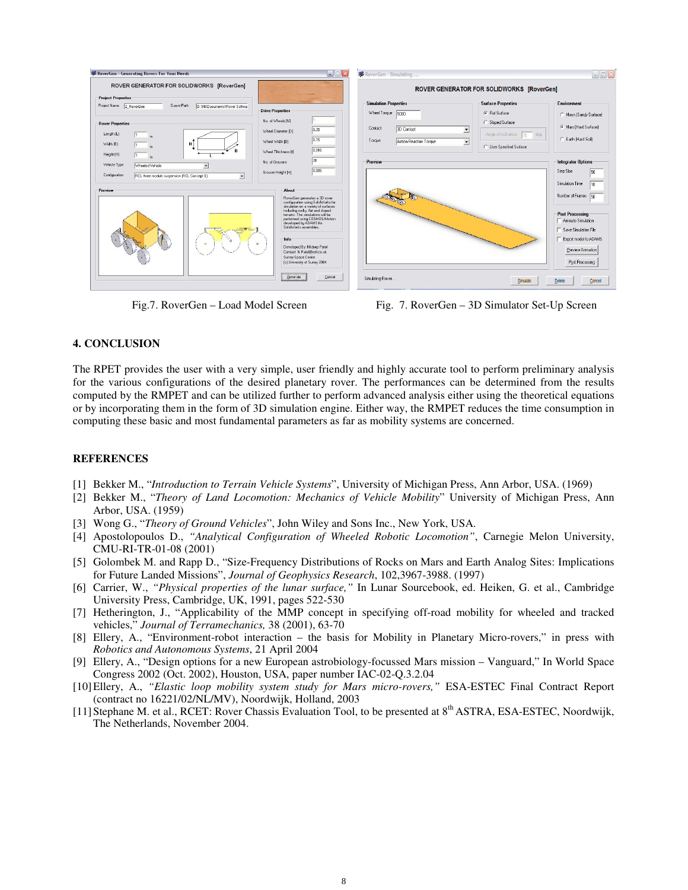Fig.7. RoverGen – Load Model Screen

Fig. 7. RoverGen – 3D Simulator Set-Up Screen

## 4. CONCLUSION

The RPET provides the user with a very simple, user friendly and highly accurate tool to perform preliminary analysis for the various configurations of the desired planetary rover. The performances can be determined from the results computed by the RMPET and can be utilized further to perform advanced analysis either using the theoretical equations or by incorporating them in the form of 3D simulation engine. Either way, the RMPET reduces the time consumption in computing these basic and most fundamental parameters as far as mobility systems are concerned.

## REFERENCES

[1] Bekker M., "*Introduction to Terrain Vehicle Systems*", University of Michigan Press, Ann Arbor, USA. (1969)

[2] Bekker M., "*Theory of Land Locomotion: Mechanics of Vehicle Mobility*" University of Michigan Press, Ann Arbor, USA. (1959)

[3] Wong G., "*Theory of Ground Vehicles*", John Wiley and Sons Inc., New York, USA.

[4] Apostolopoulos D., *"Analytical Configuration of Wheeled Robotic Locomotion"*, Carnegie Melon University, CMU-RI-TR-01-08 (2001)

[5] Golombek M. and Rapp D., "Size-Frequency Distributions of Rocks on Mars and Earth Analog Sites: Implications for Future Landed Missions", *Journal of Geophysics Research*, 102,3967-3988. (1997)

[6] Carrier, W., *"Physical properties of the lunar surface,"* In Lunar Sourcebook, ed. Heiken, G. et al., Cambridge University Press, Cambridge, UK, 1991, pages 522-530

[7] Hetherington, J., "Applicability of the MMP concept in specifying off-road mobility for wheeled and tracked vehicles," *Journal of Terramechanics,* 38 (2001), 63-70

[8] Ellery, A., "Environment-robot interaction – the basis for Mobility in Planetary Micro-rovers," in press with *Robotics and Autonomous Systems*, 21 April 2004

[9] Ellery, A., "Design options for a new European astrobiology-focussed Mars mission – Vanguard," In World Space Congress 2002 (Oct. 2002), Houston, USA, paper number IAC-02-Q.3.2.04

[10] Ellery, A., *"Elastic loop mobility system study for Mars micro-rovers,"* ESA-ESTEC Final Contract Report (contract no 16221/02/NL/MV), Noordwijk, Holland, 2003

[11] Stephane M. et al., RCET: Rover Chassis Evaluation Tool, to be presented at 8th ASTRA, ESA-ESTEC, Noordwijk, The Netherlands, November 2004.